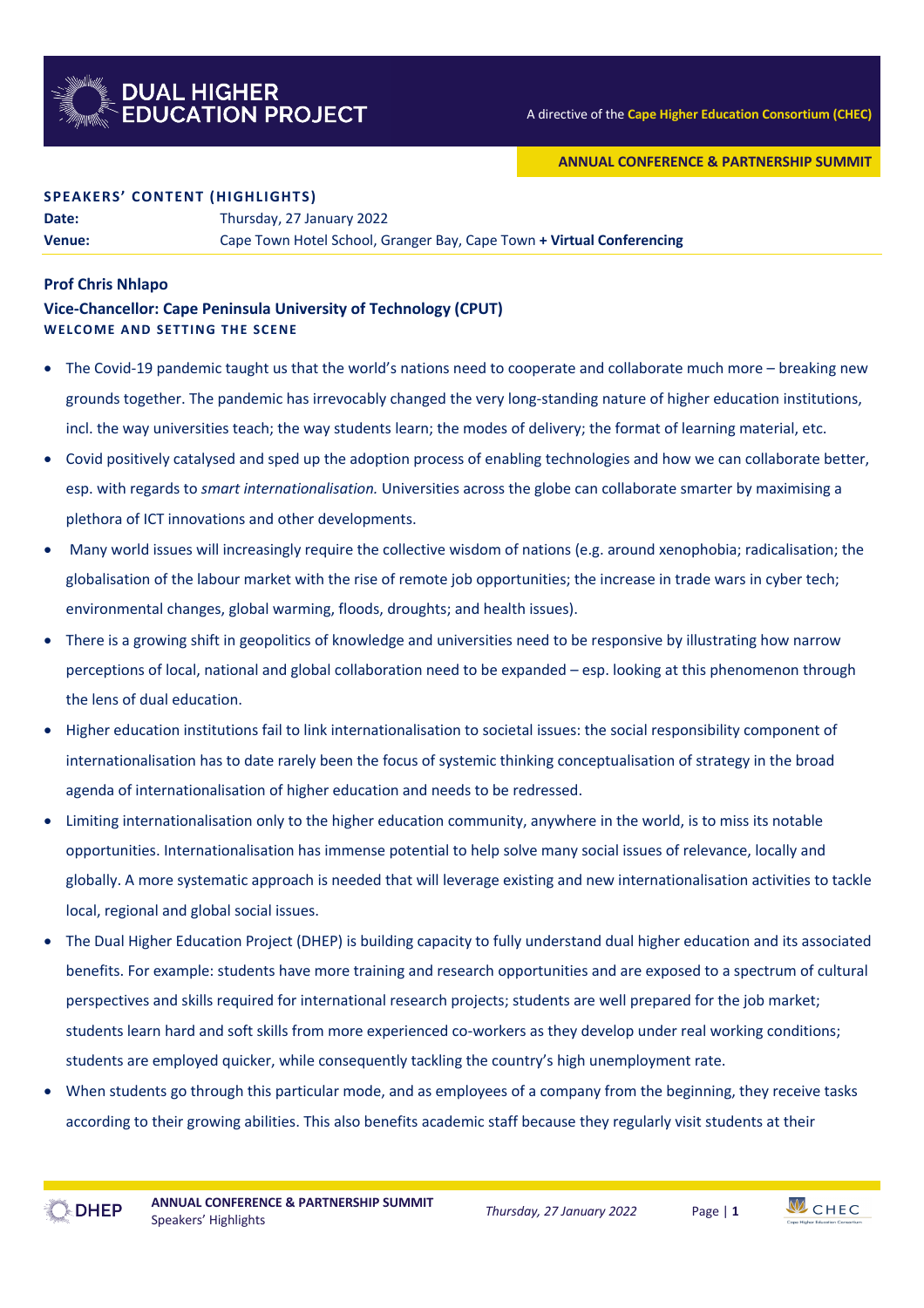# DUAL HIGHER EDUCATION PROJECT

A directive of the **Cape Higher Education Consortium (CHEC)**

**ANNUAL CONFERENCE & PARTNERSHIP SUMMIT**

## SPEAKERS' CONTENT (HIGHLIGHTS)

**Date:** Thursday, 27 January 2022
**Venue:** Cape Town Hotel School, Granger Bay, Cape Town **+ Virtual Conferencing**

### Prof Chris Nhlapo
### Vice-Chancellor: Cape Peninsula University of Technology (CPUT)
**WELCOME AND SETTING THE SCENE**

- The Covid-19 pandemic taught us that the world's nations need to cooperate and collaborate much more – breaking new grounds together. The pandemic has irrevocably changed the very long-standing nature of higher education institutions, incl. the way universities teach; the way students learn; the modes of delivery; the format of learning material, etc.
- Covid positively catalysed and sped up the adoption process of enabling technologies and how we can collaborate better, esp. with regards to *smart internationalisation.* Universities across the globe can collaborate smarter by maximising a plethora of ICT innovations and other developments.
- Many world issues will increasingly require the collective wisdom of nations (e.g. around xenophobia; radicalisation; the globalisation of the labour market with the rise of remote job opportunities; the increase in trade wars in cyber tech; environmental changes, global warming, floods, droughts; and health issues).
- There is a growing shift in geopolitics of knowledge and universities need to be responsive by illustrating how narrow perceptions of local, national and global collaboration need to be expanded – esp. looking at this phenomenon through the lens of dual education.
- Higher education institutions fail to link internationalisation to societal issues: the social responsibility component of internationalisation has to date rarely been the focus of systemic thinking conceptualisation of strategy in the broad agenda of internationalisation of higher education and needs to be redressed.
- Limiting internationalisation only to the higher education community, anywhere in the world, is to miss its notable opportunities. Internationalisation has immense potential to help solve many social issues of relevance, locally and globally. A more systematic approach is needed that will leverage existing and new internationalisation activities to tackle local, regional and global social issues.
- The Dual Higher Education Project (DHEP) is building capacity to fully understand dual higher education and its associated benefits. For example: students have more training and research opportunities and are exposed to a spectrum of cultural perspectives and skills required for international research projects; students are well prepared for the job market; students learn hard and soft skills from more experienced co-workers as they develop under real working conditions; students are employed quicker, while consequently tackling the country's high unemployment rate.
- When students go through this particular mode, and as employees of a company from the beginning, they receive tasks according to their growing abilities. This also benefits academic staff because they regularly visit students at their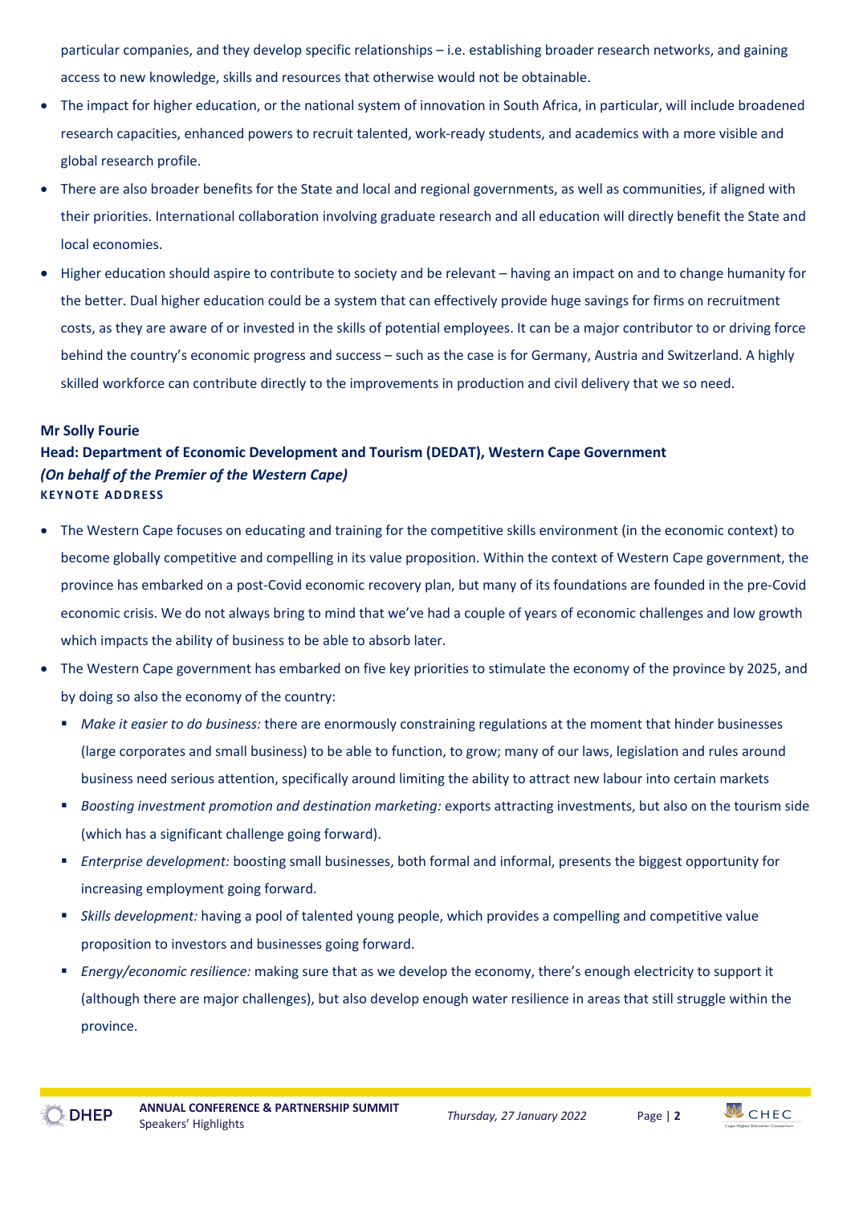particular companies, and they develop specific relationships – i.e. establishing broader research networks, and gaining access to new knowledge, skills and resources that otherwise would not be obtainable.

- The impact for higher education, or the national system of innovation in South Africa, in particular, will include broadened research capacities, enhanced powers to recruit talented, work-ready students, and academics with a more visible and global research profile.
- There are also broader benefits for the State and local and regional governments, as well as communities, if aligned with their priorities. International collaboration involving graduate research and all education will directly benefit the State and local economies.
- Higher education should aspire to contribute to society and be relevant – having an impact on and to change humanity for the better. Dual higher education could be a system that can effectively provide huge savings for firms on recruitment costs, as they are aware of or invested in the skills of potential employees. It can be a major contributor to or driving force behind the country's economic progress and success – such as the case is for Germany, Austria and Switzerland. A highly skilled workforce can contribute directly to the improvements in production and civil delivery that we so need.

**Mr Solly Fourie**
**Head: Department of Economic Development and Tourism (DEDAT), Western Cape Government**
***(On behalf of the Premier of the Western Cape)***
**KEYNOTE ADDRESS**

- The Western Cape focuses on educating and training for the competitive skills environment (in the economic context) to become globally competitive and compelling in its value proposition. Within the context of Western Cape government, the province has embarked on a post-Covid economic recovery plan, but many of its foundations are founded in the pre-Covid economic crisis. We do not always bring to mind that we've had a couple of years of economic challenges and low growth which impacts the ability of business to be able to absorb later.
- The Western Cape government has embarked on five key priorities to stimulate the economy of the province by 2025, and by doing so also the economy of the country:
  - *Make it easier to do business:* there are enormously constraining regulations at the moment that hinder businesses (large corporates and small business) to be able to function, to grow; many of our laws, legislation and rules around business need serious attention, specifically around limiting the ability to attract new labour into certain markets
  - *Boosting investment promotion and destination marketing:* exports attracting investments, but also on the tourism side (which has a significant challenge going forward).
  - *Enterprise development:* boosting small businesses, both formal and informal, presents the biggest opportunity for increasing employment going forward.
  - *Skills development:* having a pool of talented young people, which provides a compelling and competitive value proposition to investors and businesses going forward.
  - *Energy/economic resilience:* making sure that as we develop the economy, there's enough electricity to support it (although there are major challenges), but also develop enough water resilience in areas that still struggle within the province.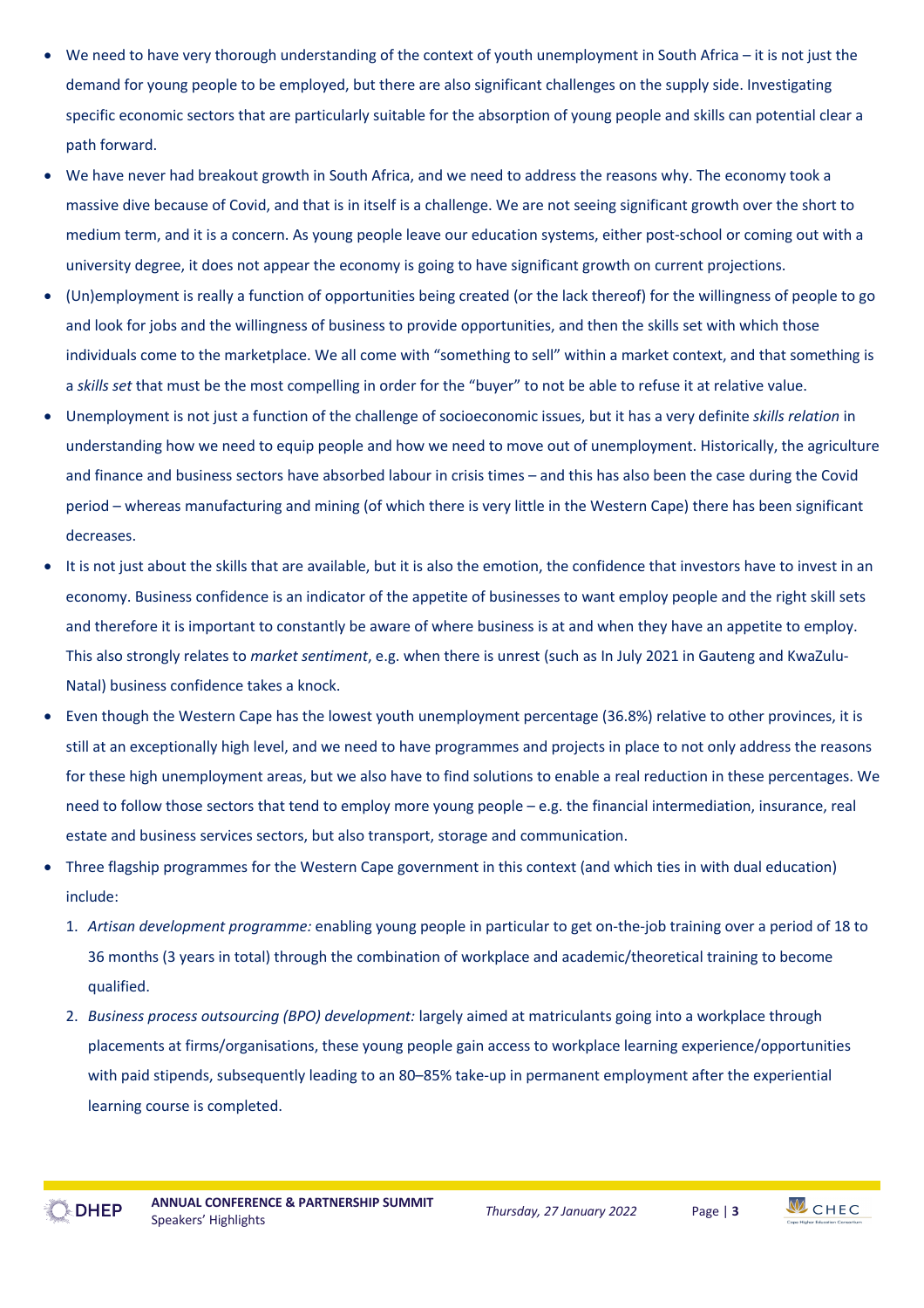- We need to have very thorough understanding of the context of youth unemployment in South Africa – it is not just the demand for young people to be employed, but there are also significant challenges on the supply side. Investigating specific economic sectors that are particularly suitable for the absorption of young people and skills can potential clear a path forward.
- We have never had breakout growth in South Africa, and we need to address the reasons why. The economy took a massive dive because of Covid, and that is in itself is a challenge. We are not seeing significant growth over the short to medium term, and it is a concern. As young people leave our education systems, either post-school or coming out with a university degree, it does not appear the economy is going to have significant growth on current projections.
- (Un)employment is really a function of opportunities being created (or the lack thereof) for the willingness of people to go and look for jobs and the willingness of business to provide opportunities, and then the skills set with which those individuals come to the marketplace. We all come with "something to sell" within a market context, and that something is a *skills set* that must be the most compelling in order for the "buyer" to not be able to refuse it at relative value.
- Unemployment is not just a function of the challenge of socioeconomic issues, but it has a very definite *skills relation* in understanding how we need to equip people and how we need to move out of unemployment. Historically, the agriculture and finance and business sectors have absorbed labour in crisis times – and this has also been the case during the Covid period – whereas manufacturing and mining (of which there is very little in the Western Cape) there has been significant decreases.
- It is not just about the skills that are available, but it is also the emotion, the confidence that investors have to invest in an economy. Business confidence is an indicator of the appetite of businesses to want employ people and the right skill sets and therefore it is important to constantly be aware of where business is at and when they have an appetite to employ. This also strongly relates to *market sentiment*, e.g. when there is unrest (such as In July 2021 in Gauteng and KwaZulu-Natal) business confidence takes a knock.
- Even though the Western Cape has the lowest youth unemployment percentage (36.8%) relative to other provinces, it is still at an exceptionally high level, and we need to have programmes and projects in place to not only address the reasons for these high unemployment areas, but we also have to find solutions to enable a real reduction in these percentages. We need to follow those sectors that tend to employ more young people – e.g. the financial intermediation, insurance, real estate and business services sectors, but also transport, storage and communication.
- Three flagship programmes for the Western Cape government in this context (and which ties in with dual education) include:
  1. *Artisan development programme:* enabling young people in particular to get on-the-job training over a period of 18 to 36 months (3 years in total) through the combination of workplace and academic/theoretical training to become qualified.
  2. *Business process outsourcing (BPO) development:* largely aimed at matriculants going into a workplace through placements at firms/organisations, these young people gain access to workplace learning experience/opportunities with paid stipends, subsequently leading to an 80–85% take-up in permanent employment after the experiential learning course is completed.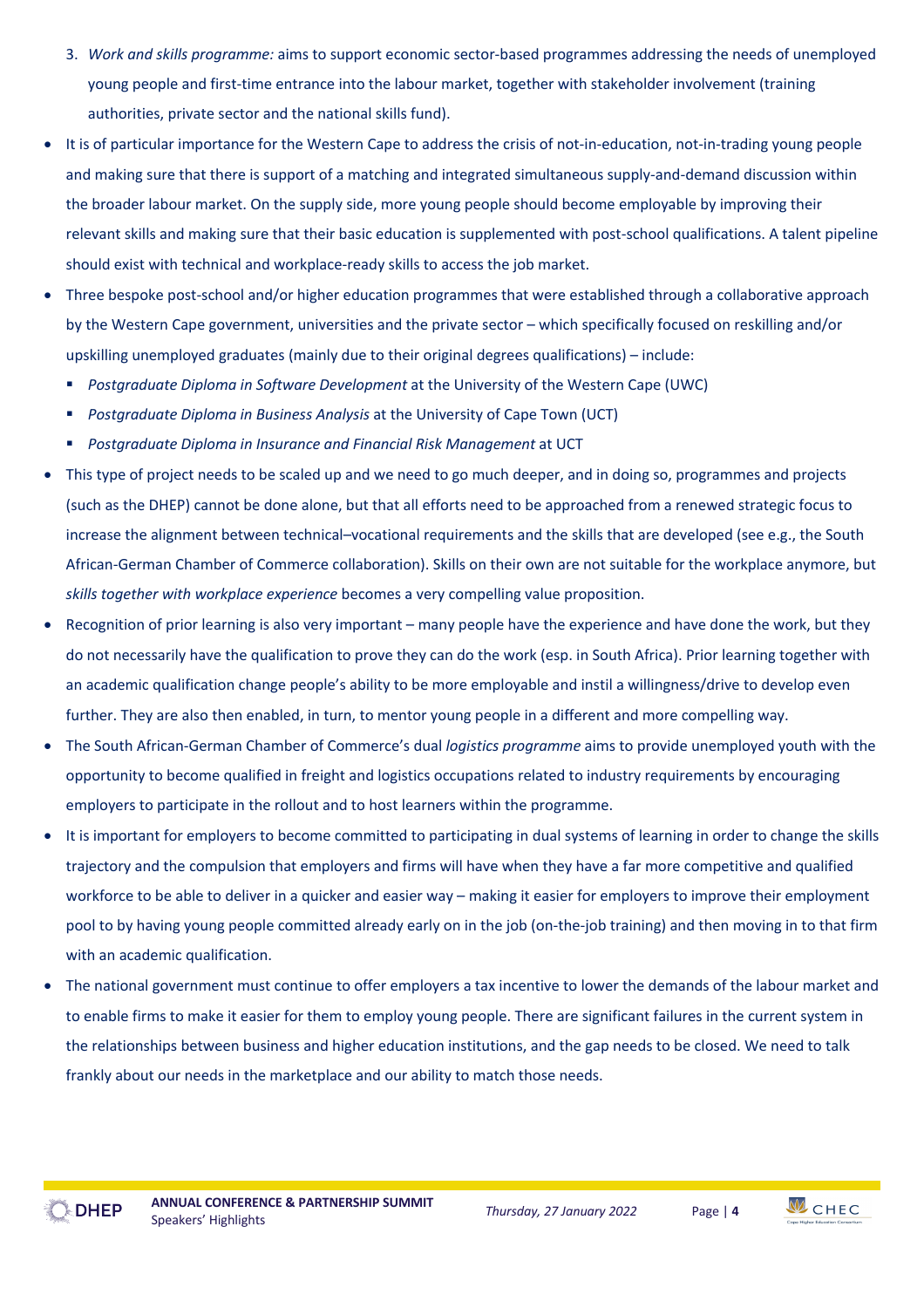3. *Work and skills programme:* aims to support economic sector-based programmes addressing the needs of unemployed young people and first-time entrance into the labour market, together with stakeholder involvement (training authorities, private sector and the national skills fund).

- It is of particular importance for the Western Cape to address the crisis of not-in-education, not-in-trading young people and making sure that there is support of a matching and integrated simultaneous supply-and-demand discussion within the broader labour market. On the supply side, more young people should become employable by improving their relevant skills and making sure that their basic education is supplemented with post-school qualifications. A talent pipeline should exist with technical and workplace-ready skills to access the job market.
- Three bespoke post-school and/or higher education programmes that were established through a collaborative approach by the Western Cape government, universities and the private sector – which specifically focused on reskilling and/or upskilling unemployed graduates (mainly due to their original degrees qualifications) – include:
  - *Postgraduate Diploma in Software Development* at the University of the Western Cape (UWC)
  - *Postgraduate Diploma in Business Analysis* at the University of Cape Town (UCT)
  - *Postgraduate Diploma in Insurance and Financial Risk Management* at UCT
- This type of project needs to be scaled up and we need to go much deeper, and in doing so, programmes and projects (such as the DHEP) cannot be done alone, but that all efforts need to be approached from a renewed strategic focus to increase the alignment between technical–vocational requirements and the skills that are developed (see e.g., the South African-German Chamber of Commerce collaboration). Skills on their own are not suitable for the workplace anymore, but *skills together with workplace experience* becomes a very compelling value proposition.
- Recognition of prior learning is also very important – many people have the experience and have done the work, but they do not necessarily have the qualification to prove they can do the work (esp. in South Africa). Prior learning together with an academic qualification change people's ability to be more employable and instil a willingness/drive to develop even further. They are also then enabled, in turn, to mentor young people in a different and more compelling way.
- The South African-German Chamber of Commerce's dual *logistics programme* aims to provide unemployed youth with the opportunity to become qualified in freight and logistics occupations related to industry requirements by encouraging employers to participate in the rollout and to host learners within the programme.
- It is important for employers to become committed to participating in dual systems of learning in order to change the skills trajectory and the compulsion that employers and firms will have when they have a far more competitive and qualified workforce to be able to deliver in a quicker and easier way – making it easier for employers to improve their employment pool to by having young people committed already early on in the job (on-the-job training) and then moving in to that firm with an academic qualification.
- The national government must continue to offer employers a tax incentive to lower the demands of the labour market and to enable firms to make it easier for them to employ young people. There are significant failures in the current system in the relationships between business and higher education institutions, and the gap needs to be closed. We need to talk frankly about our needs in the marketplace and our ability to match those needs.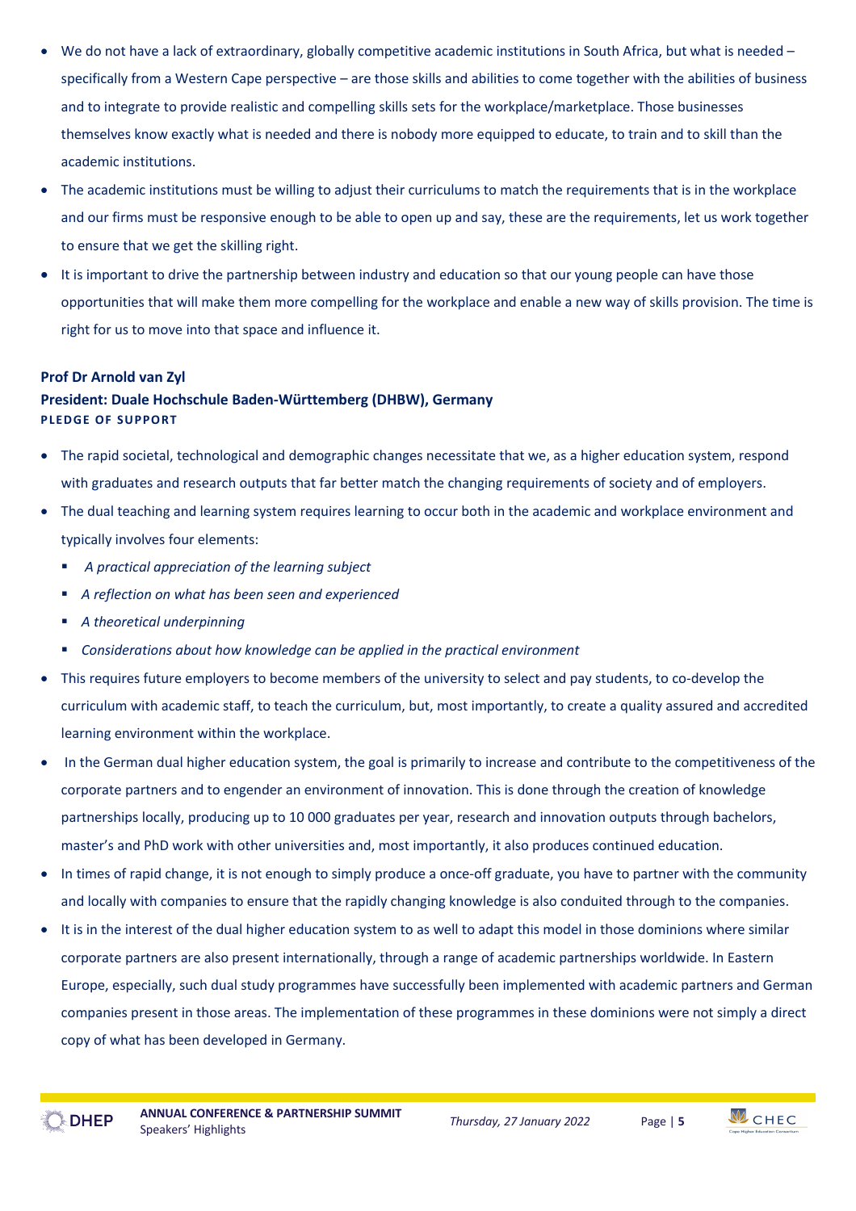- We do not have a lack of extraordinary, globally competitive academic institutions in South Africa, but what is needed – specifically from a Western Cape perspective – are those skills and abilities to come together with the abilities of business and to integrate to provide realistic and compelling skills sets for the workplace/marketplace. Those businesses themselves know exactly what is needed and there is nobody more equipped to educate, to train and to skill than the academic institutions.
- The academic institutions must be willing to adjust their curriculums to match the requirements that is in the workplace and our firms must be responsive enough to be able to open up and say, these are the requirements, let us work together to ensure that we get the skilling right.
- It is important to drive the partnership between industry and education so that our young people can have those opportunities that will make them more compelling for the workplace and enable a new way of skills provision. The time is right for us to move into that space and influence it.

**Prof Dr Arnold van Zyl**
**President: Duale Hochschule Baden-Württemberg (DHBW), Germany**
**PLEDGE OF SUPPORT**

- The rapid societal, technological and demographic changes necessitate that we, as a higher education system, respond with graduates and research outputs that far better match the changing requirements of society and of employers.
- The dual teaching and learning system requires learning to occur both in the academic and workplace environment and typically involves four elements:
  - *A practical appreciation of the learning subject*
  - *A reflection on what has been seen and experienced*
  - *A theoretical underpinning*
  - *Considerations about how knowledge can be applied in the practical environment*
- This requires future employers to become members of the university to select and pay students, to co-develop the curriculum with academic staff, to teach the curriculum, but, most importantly, to create a quality assured and accredited learning environment within the workplace.
- In the German dual higher education system, the goal is primarily to increase and contribute to the competitiveness of the corporate partners and to engender an environment of innovation. This is done through the creation of knowledge partnerships locally, producing up to 10 000 graduates per year, research and innovation outputs through bachelors, master's and PhD work with other universities and, most importantly, it also produces continued education.
- In times of rapid change, it is not enough to simply produce a once-off graduate, you have to partner with the community and locally with companies to ensure that the rapidly changing knowledge is also conduited through to the companies.
- It is in the interest of the dual higher education system to as well to adapt this model in those dominions where similar corporate partners are also present internationally, through a range of academic partnerships worldwide. In Eastern Europe, especially, such dual study programmes have successfully been implemented with academic partners and German companies present in those areas. The implementation of these programmes in these dominions were not simply a direct copy of what has been developed in Germany.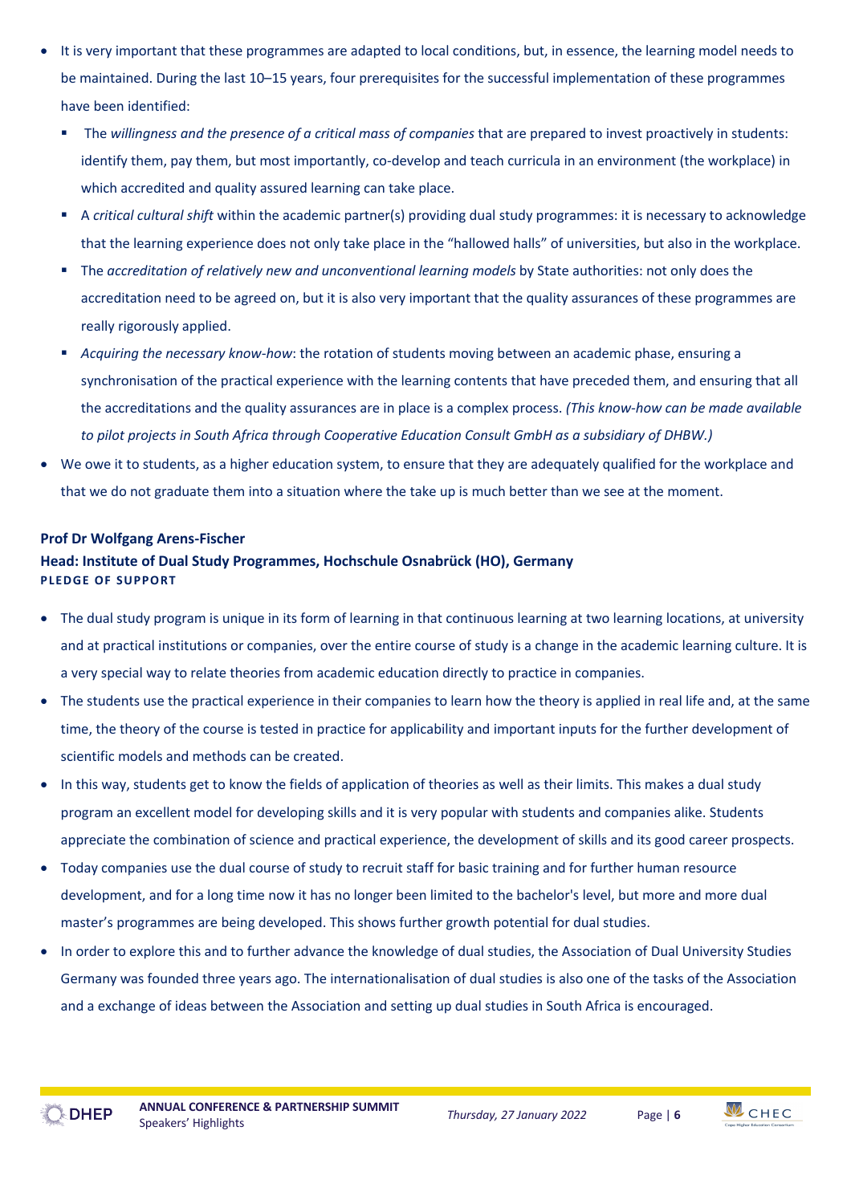- It is very important that these programmes are adapted to local conditions, but, in essence, the learning model needs to be maintained. During the last 10–15 years, four prerequisites for the successful implementation of these programmes have been identified:
  - The *willingness and the presence of a critical mass of companies* that are prepared to invest proactively in students: identify them, pay them, but most importantly, co-develop and teach curricula in an environment (the workplace) in which accredited and quality assured learning can take place.
  - A *critical cultural shift* within the academic partner(s) providing dual study programmes: it is necessary to acknowledge that the learning experience does not only take place in the "hallowed halls" of universities, but also in the workplace.
  - The *accreditation of relatively new and unconventional learning models* by State authorities: not only does the accreditation need to be agreed on, but it is also very important that the quality assurances of these programmes are really rigorously applied.
  - *Acquiring the necessary know-how*: the rotation of students moving between an academic phase, ensuring a synchronisation of the practical experience with the learning contents that have preceded them, and ensuring that all the accreditations and the quality assurances are in place is a complex process. *(This know-how can be made available to pilot projects in South Africa through Cooperative Education Consult GmbH as a subsidiary of DHBW.)*
- We owe it to students, as a higher education system, to ensure that they are adequately qualified for the workplace and that we do not graduate them into a situation where the take up is much better than we see at the moment.

**Prof Dr Wolfgang Arens-Fischer**
**Head: Institute of Dual Study Programmes, Hochschule Osnabrück (HO), Germany**
**PLEDGE OF SUPPORT**

- The dual study program is unique in its form of learning in that continuous learning at two learning locations, at university and at practical institutions or companies, over the entire course of study is a change in the academic learning culture. It is a very special way to relate theories from academic education directly to practice in companies.
- The students use the practical experience in their companies to learn how the theory is applied in real life and, at the same time, the theory of the course is tested in practice for applicability and important inputs for the further development of scientific models and methods can be created.
- In this way, students get to know the fields of application of theories as well as their limits. This makes a dual study program an excellent model for developing skills and it is very popular with students and companies alike. Students appreciate the combination of science and practical experience, the development of skills and its good career prospects.
- Today companies use the dual course of study to recruit staff for basic training and for further human resource development, and for a long time now it has no longer been limited to the bachelor's level, but more and more dual master's programmes are being developed. This shows further growth potential for dual studies.
- In order to explore this and to further advance the knowledge of dual studies, the Association of Dual University Studies Germany was founded three years ago. The internationalisation of dual studies is also one of the tasks of the Association and a exchange of ideas between the Association and setting up dual studies in South Africa is encouraged.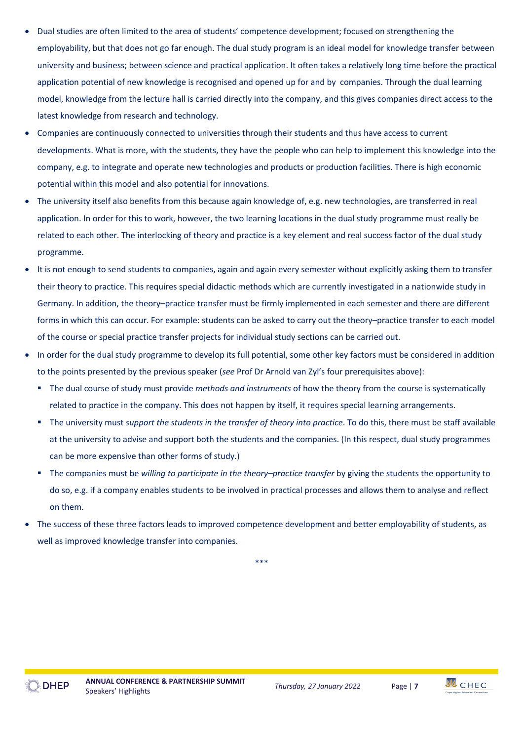- Dual studies are often limited to the area of students' competence development; focused on strengthening the employability, but that does not go far enough. The dual study program is an ideal model for knowledge transfer between university and business; between science and practical application. It often takes a relatively long time before the practical application potential of new knowledge is recognised and opened up for and by companies. Through the dual learning model, knowledge from the lecture hall is carried directly into the company, and this gives companies direct access to the latest knowledge from research and technology.
- Companies are continuously connected to universities through their students and thus have access to current developments. What is more, with the students, they have the people who can help to implement this knowledge into the company, e.g. to integrate and operate new technologies and products or production facilities. There is high economic potential within this model and also potential for innovations.
- The university itself also benefits from this because again knowledge of, e.g. new technologies, are transferred in real application. In order for this to work, however, the two learning locations in the dual study programme must really be related to each other. The interlocking of theory and practice is a key element and real success factor of the dual study programme.
- It is not enough to send students to companies, again and again every semester without explicitly asking them to transfer their theory to practice. This requires special didactic methods which are currently investigated in a nationwide study in Germany. In addition, the theory–practice transfer must be firmly implemented in each semester and there are different forms in which this can occur. For example: students can be asked to carry out the theory–practice transfer to each model of the course or special practice transfer projects for individual study sections can be carried out.
- In order for the dual study programme to develop its full potential, some other key factors must be considered in addition to the points presented by the previous speaker (*see* Prof Dr Arnold van Zyl's four prerequisites above):
  - The dual course of study must provide *methods and instruments* of how the theory from the course is systematically related to practice in the company. This does not happen by itself, it requires special learning arrangements.
  - The university must *support the students in the transfer of theory into practice*. To do this, there must be staff available at the university to advise and support both the students and the companies. (In this respect, dual study programmes can be more expensive than other forms of study.)
  - The companies must be *willing to participate in the theory–practice transfer* by giving the students the opportunity to do so, e.g. if a company enables students to be involved in practical processes and allows them to analyse and reflect on them.
- The success of these three factors leads to improved competence development and better employability of students, as well as improved knowledge transfer into companies.

***